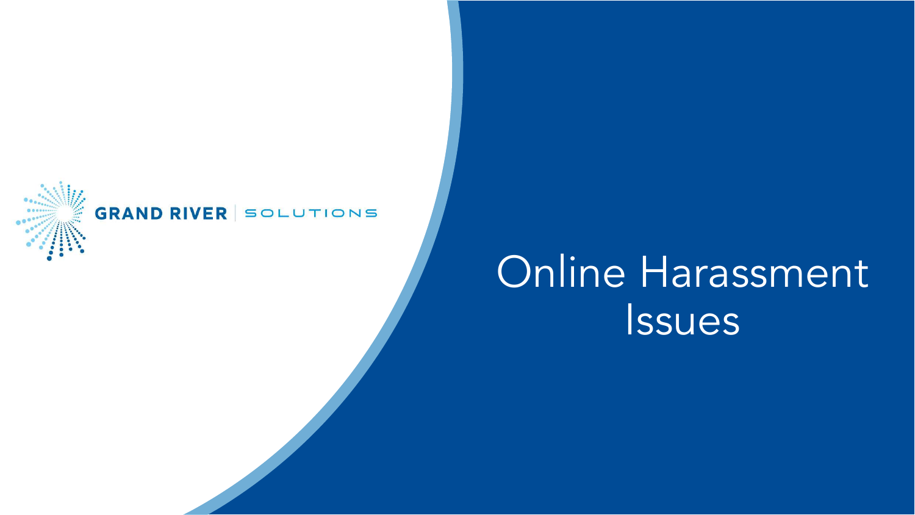GRAND RIVER | SOLUTIONS

# Online Harassment Issues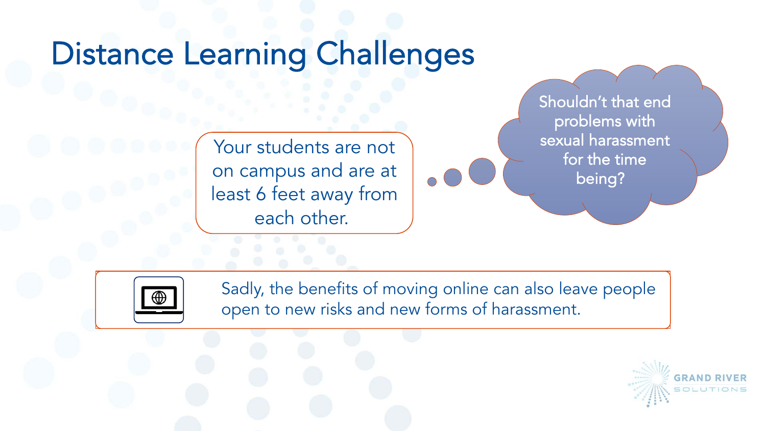# Distance Learning Challenges

Your students are not on campus and are at least 6 feet away from each other.

Shouldn't that end problems with sexual harassment for the time being?

Sadly, the benefits of moving online can also leave people open to new risks and new forms of harassment.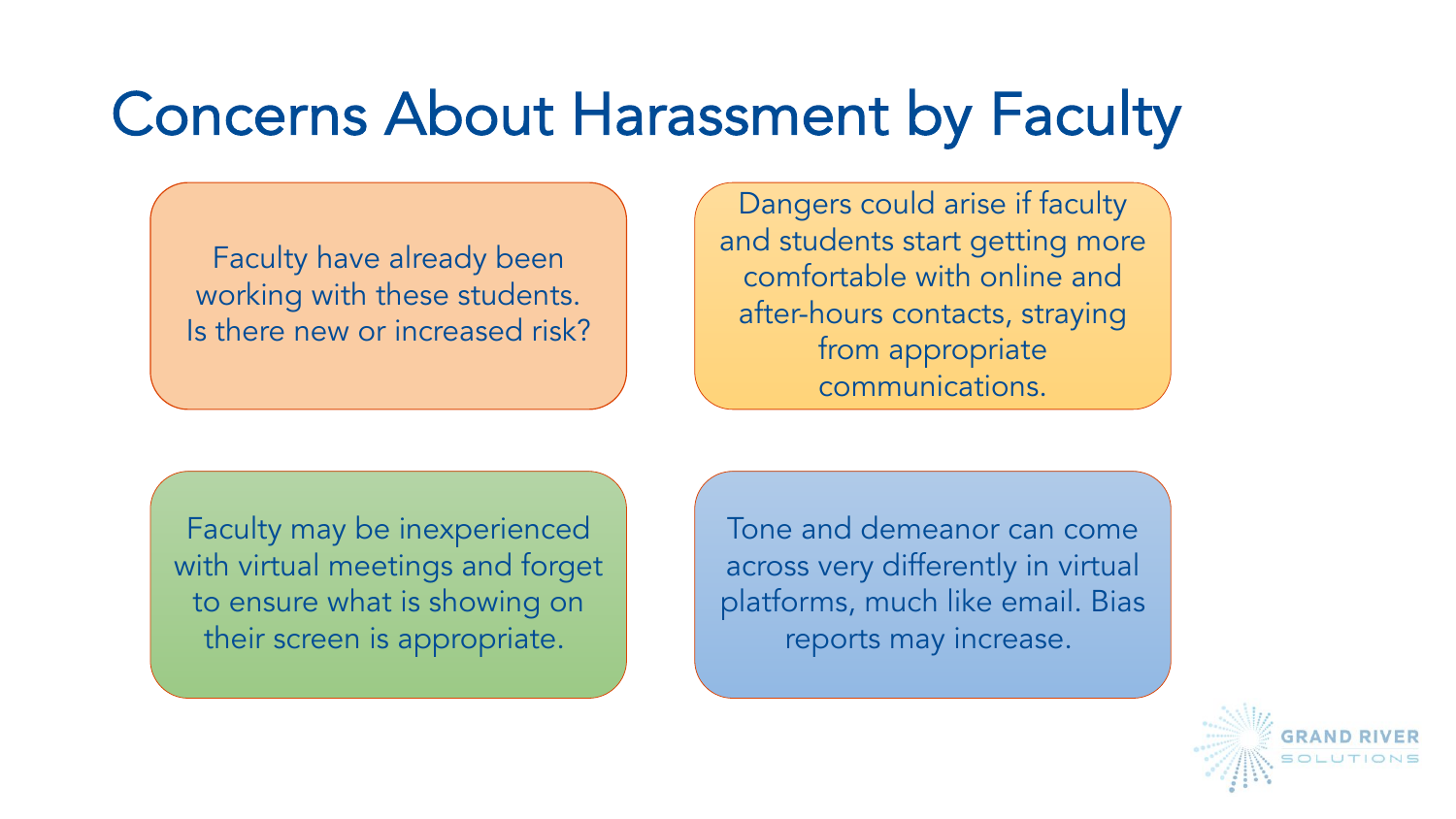# Concerns About Harassment by Faculty

Faculty have already been working with these students. Is there new or increased risk?

Dangers could arise if faculty and students start getting more comfortable with online and after-hours contacts, straying from appropriate communications.

Faculty may be inexperienced with virtual meetings and forget to ensure what is showing on their screen is appropriate.

Tone and demeanor can come across very differently in virtual platforms, much like email. Bias reports may increase.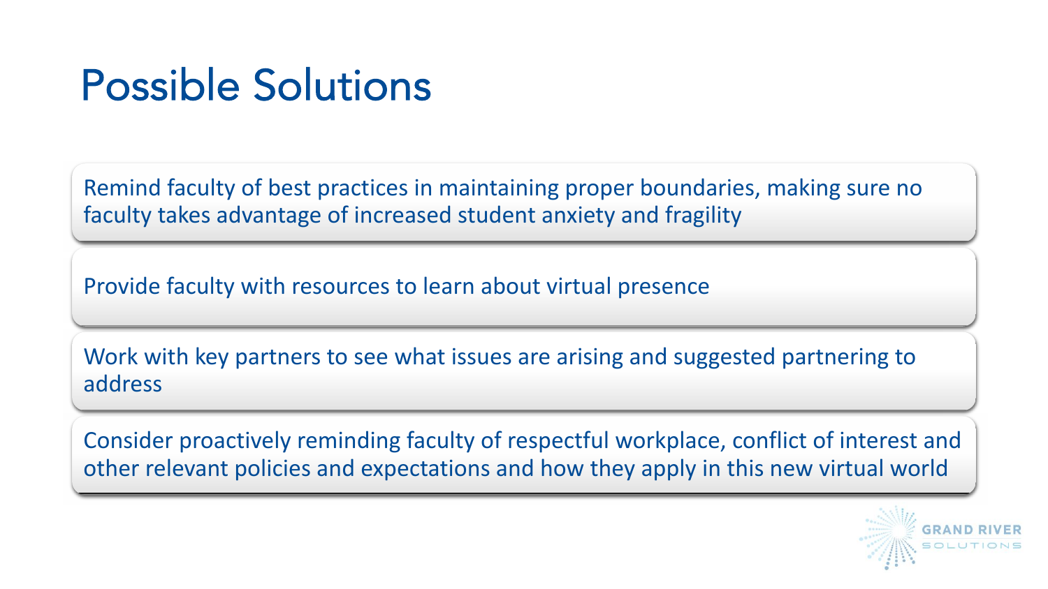# Possible Solutions

- Remind faculty of best practices in maintaining proper boundaries, making sure no faculty takes advantage of increased student anxiety and fragility
- Provide faculty with resources to learn about virtual presence
- Work with key partners to see what issues are arising and suggested partnering to address
- Consider proactively reminding faculty of respectful workplace, conflict of interest and other relevant policies and expectations and how they apply in this new virtual world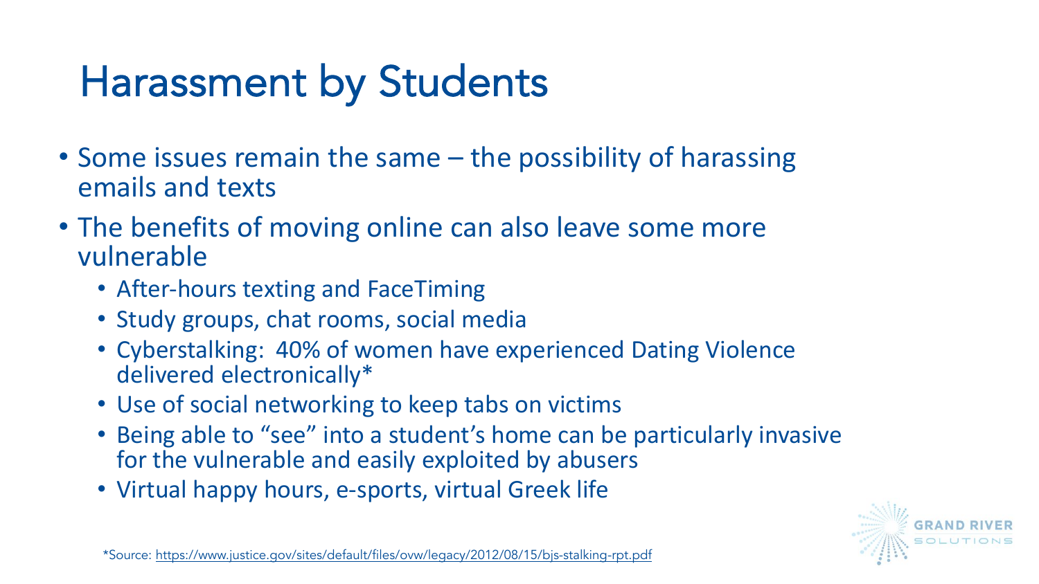# Harassment by Students

- Some issues remain the same – the possibility of harassing emails and texts
- The benefits of moving online can also leave some more vulnerable
  - After-hours texting and FaceTiming
  - Study groups, chat rooms, social media
  - Cyberstalking: 40% of women have experienced Dating Violence delivered electronically*
  - Use of social networking to keep tabs on victims
  - Being able to "see" into a student's home can be particularly invasive for the vulnerable and easily exploited by abusers
  - Virtual happy hours, e-sports, virtual Greek life

*Source: https://www.justice.gov/sites/default/files/ovw/legacy/2012/08/15/bjs-stalking-rpt.pdf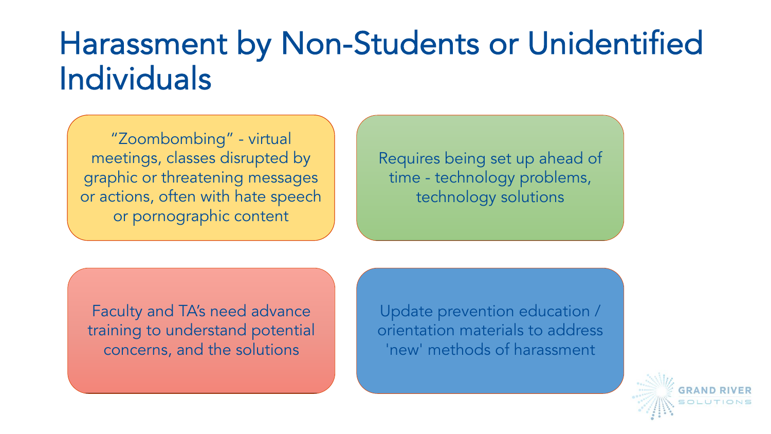# Harassment by Non-Students or Unidentified Individuals

- “Zoombombing” - virtual meetings, classes disrupted by graphic or threatening messages or actions, often with hate speech or pornographic content
- Requires being set up ahead of time - technology problems, technology solutions
- Faculty and TA’s need advance training to understand potential concerns, and the solutions
- Update prevention education / orientation materials to address 'new' methods of harassment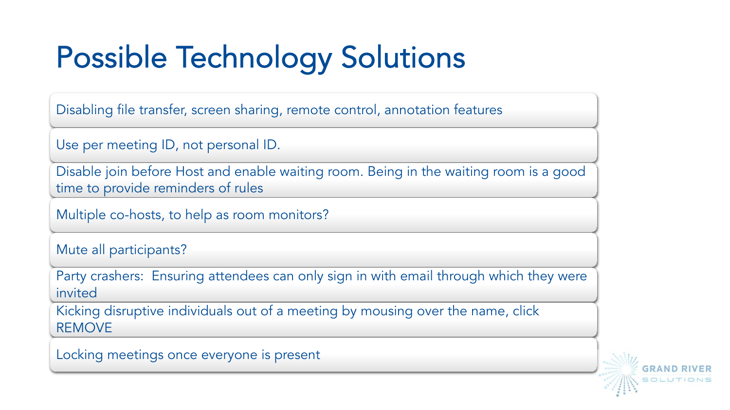# Possible Technology Solutions

- Disabling file transfer, screen sharing, remote control, annotation features
- Use per meeting ID, not personal ID.
- Disable join before Host and enable waiting room. Being in the waiting room is a good time to provide reminders of rules
- Multiple co-hosts, to help as room monitors?
- Mute all participants?
- Party crashers: Ensuring attendees can only sign in with email through which they were invited
- Kicking disruptive individuals out of a meeting by mousing over the name, click REMOVE
- Locking meetings once everyone is present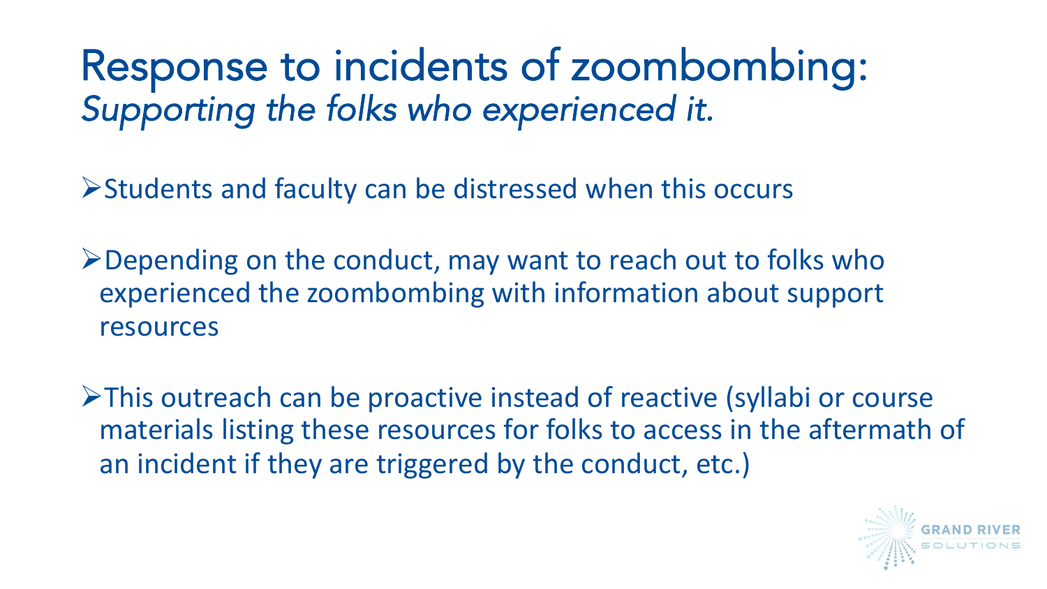# Response to incidents of zoombombing:
## *Supporting the folks who experienced it.*

- Students and faculty can be distressed when this occurs

- Depending on the conduct, may want to reach out to folks who experienced the zoombombing with information about support resources

- This outreach can be proactive instead of reactive (syllabi or course materials listing these resources for folks to access in the aftermath of an incident if they are triggered by the conduct, etc.)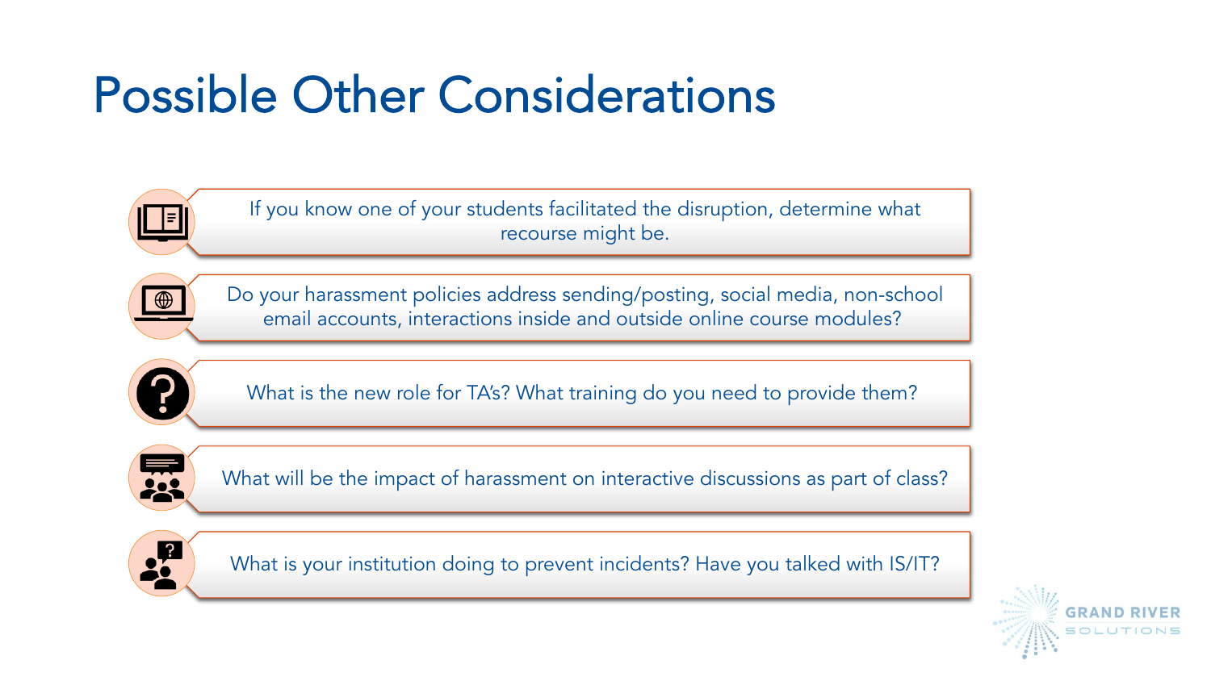# Possible Other Considerations

- If you know one of your students facilitated the disruption, determine what recourse might be.
- Do your harassment policies address sending/posting, social media, non-school email accounts, interactions inside and outside online course modules?
- What is the new role for TA's? What training do you need to provide them?
- What will be the impact of harassment on interactive discussions as part of class?
- What is your institution doing to prevent incidents? Have you talked with IS/IT?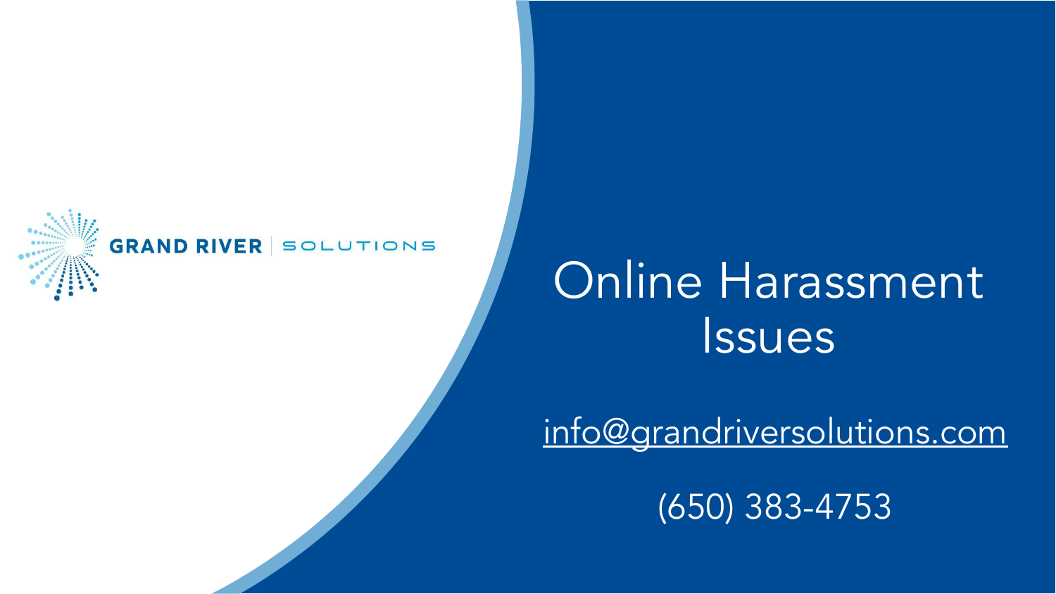GRAND RIVER | SOLUTIONS

# Online Harassment Issues

info@grandriversolutions.com

(650) 383-4753